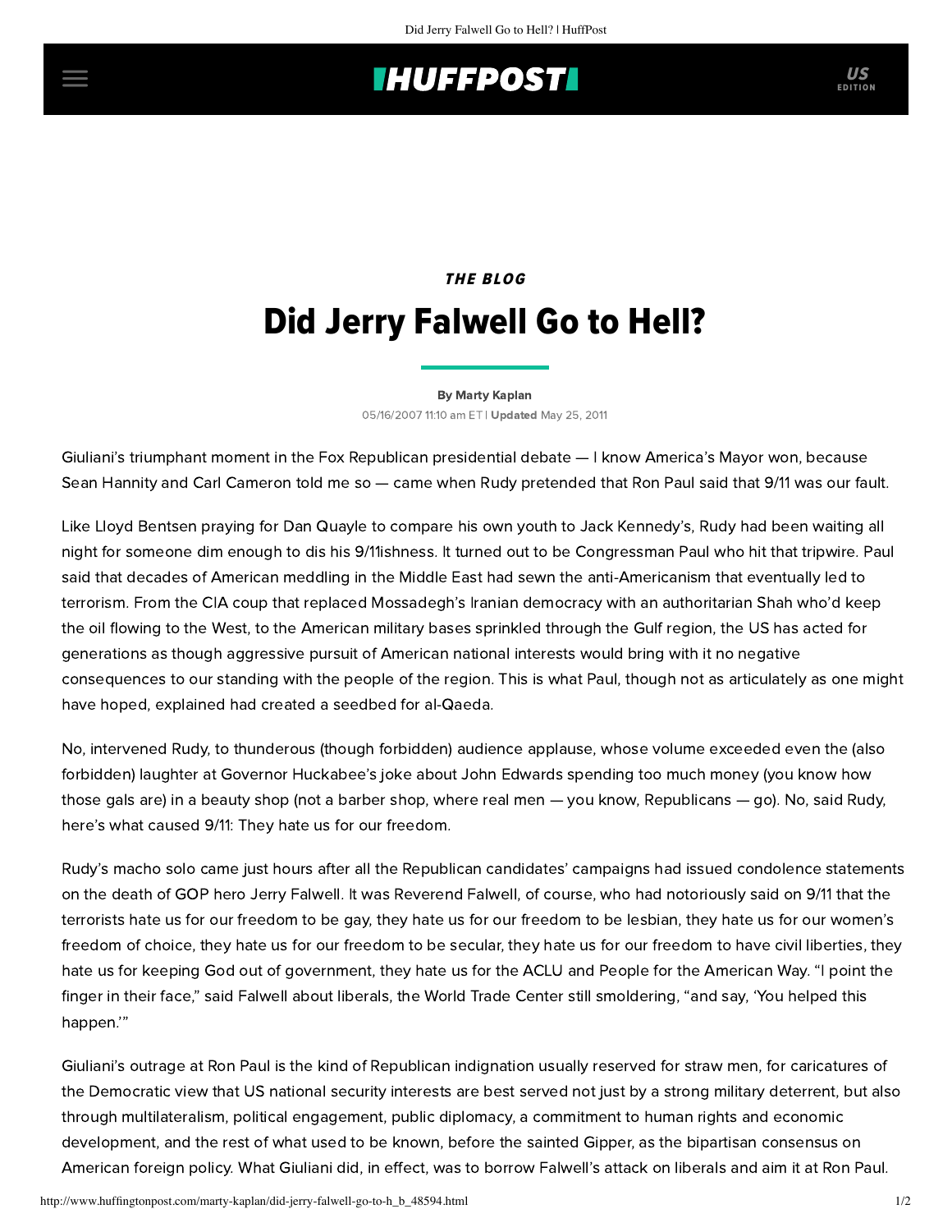*THE BLOG*

# Did Jerry Falwell Go to Hell?

By Marty Kaplan

05/16/2007 11:10 am ET | **Updated** May 25, 2011

Giuliani's triumphant moment in the Fox Republican presidential debate — I know America's Mayor won, because Sean Hannity and Carl Cameron told me so — came when Rudy pretended that Ron Paul said that 9/11 was our fault.

Like Lloyd Bentsen praying for Dan Quayle to compare his own youth to Jack Kennedy's, Rudy had been waiting all night for someone dim enough to dis his 9/11ishness. It turned out to be Congressman Paul who hit that tripwire. Paul said that decades of American meddling in the Middle East had sewn the anti-Americanism that eventually led to terrorism. From the CIA coup that replaced Mossadegh's Iranian democracy with an authoritarian Shah who'd keep the oil flowing to the West, to the American military bases sprinkled through the Gulf region, the US has acted for generations as though aggressive pursuit of American national interests would bring with it no negative consequences to our standing with the people of the region. This is what Paul, though not as articulately as one might have hoped, explained had created a seedbed for al-Qaeda.

No, intervened Rudy, to thunderous (though forbidden) audience applause, whose volume exceeded even the (also forbidden) laughter at Governor Huckabee's joke about John Edwards spending too much money (you know how those gals are) in a beauty shop (not a barber shop, where real men — you know, Republicans — go). No, said Rudy, here's what caused 9/11: They hate us for our freedom.

Rudy's macho solo came just hours after all the Republican candidates' campaigns had issued condolence statements on the death of GOP hero Jerry Falwell. It was Reverend Falwell, of course, who had notoriously said on 9/11 that the terrorists hate us for our freedom to be gay, they hate us for our freedom to be lesbian, they hate us for our women's freedom of choice, they hate us for our freedom to be secular, they hate us for our freedom to have civil liberties, they hate us for keeping God out of government, they hate us for the ACLU and People for the American Way. "I point the finger in their face," said Falwell about liberals, the World Trade Center still smoldering, "and say, 'You helped this happen.'"

Giuliani's outrage at Ron Paul is the kind of Republican indignation usually reserved for straw men, for caricatures of the Democratic view that US national security interests are best served not just by a strong military deterrent, but also through multilateralism, political engagement, public diplomacy, a commitment to human rights and economic development, and the rest of what used to be known, before the sainted Gipper, as the bipartisan consensus on American foreign policy. What Giuliani did, in effect, was to borrow Falwell's attack on liberals and aim it at Ron Paul.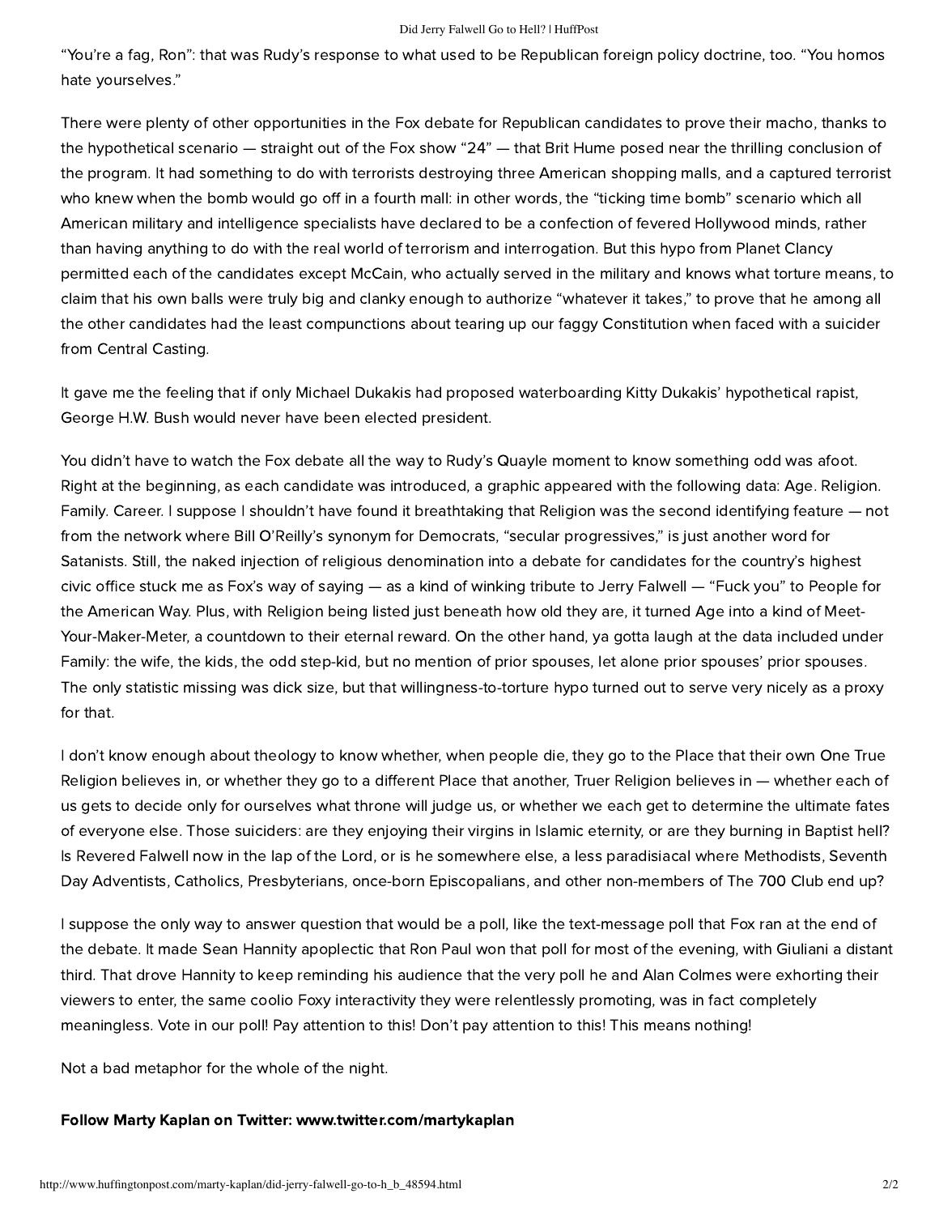"You're a fag, Ron": that was Rudy's response to what used to be Republican foreign policy doctrine, too. "You homos hate yourselves."

There were plenty of other opportunities in the Fox debate for Republican candidates to prove their macho, thanks to the hypothetical scenario — straight out of the Fox show "24" — that Brit Hume posed near the thrilling conclusion of the program. It had something to do with terrorists destroying three American shopping malls, and a captured terrorist who knew when the bomb would go off in a fourth mall: in other words, the "ticking time bomb" scenario which all American military and intelligence specialists have declared to be a confection of fevered Hollywood minds, rather than having anything to do with the real world of terrorism and interrogation. But this hypo from Planet Clancy permitted each of the candidates except McCain, who actually served in the military and knows what torture means, to claim that his own balls were truly big and clanky enough to authorize "whatever it takes," to prove that he among all the other candidates had the least compunctions about tearing up our faggy Constitution when faced with a suicider from Central Casting.

It gave me the feeling that if only Michael Dukakis had proposed waterboarding Kitty Dukakis' hypothetical rapist, George H.W. Bush would never have been elected president.

You didn't have to watch the Fox debate all the way to Rudy's Quayle moment to know something odd was afoot. Right at the beginning, as each candidate was introduced, a graphic appeared with the following data: Age. Religion. Family. Career. I suppose I shouldn't have found it breathtaking that Religion was the second identifying feature — not from the network where Bill O'Reilly's synonym for Democrats, "secular progressives," is just another word for Satanists. Still, the naked injection of religious denomination into a debate for candidates for the country's highest civic office stuck me as Fox's way of saying — as a kind of winking tribute to Jerry Falwell — "Fuck you" to People for the American Way. Plus, with Religion being listed just beneath how old they are, it turned Age into a kind of Meet-Your-Maker-Meter, a countdown to their eternal reward. On the other hand, ya gotta laugh at the data included under Family: the wife, the kids, the odd step-kid, but no mention of prior spouses, let alone prior spouses' prior spouses. The only statistic missing was dick size, but that willingness-to-torture hypo turned out to serve very nicely as a proxy for that.

I don't know enough about theology to know whether, when people die, they go to the Place that their own One True Religion believes in, or whether they go to a different Place that another, Truer Religion believes in — whether each of us gets to decide only for ourselves what throne will judge us, or whether we each get to determine the ultimate fates of everyone else. Those suiciders: are they enjoying their virgins in Islamic eternity, or are they burning in Baptist hell? Is Revered Falwell now in the lap of the Lord, or is he somewhere else, a less paradisiacal where Methodists, Seventh Day Adventists, Catholics, Presbyterians, once-born Episcopalians, and other non-members of The 700 Club end up?

I suppose the only way to answer question that would be a poll, like the text-message poll that Fox ran at the end of the debate. It made Sean Hannity apoplectic that Ron Paul won that poll for most of the evening, with Giuliani a distant third. That drove Hannity to keep reminding his audience that the very poll he and Alan Colmes were exhorting their viewers to enter, the same coolio Foxy interactivity they were relentlessly promoting, was in fact completely meaningless. Vote in our poll! Pay attention to this! Don't pay attention to this! This means nothing!

Not a bad metaphor for the whole of the night.

**Follow Marty Kaplan on Twitter: www.twitter.com/martykaplan**